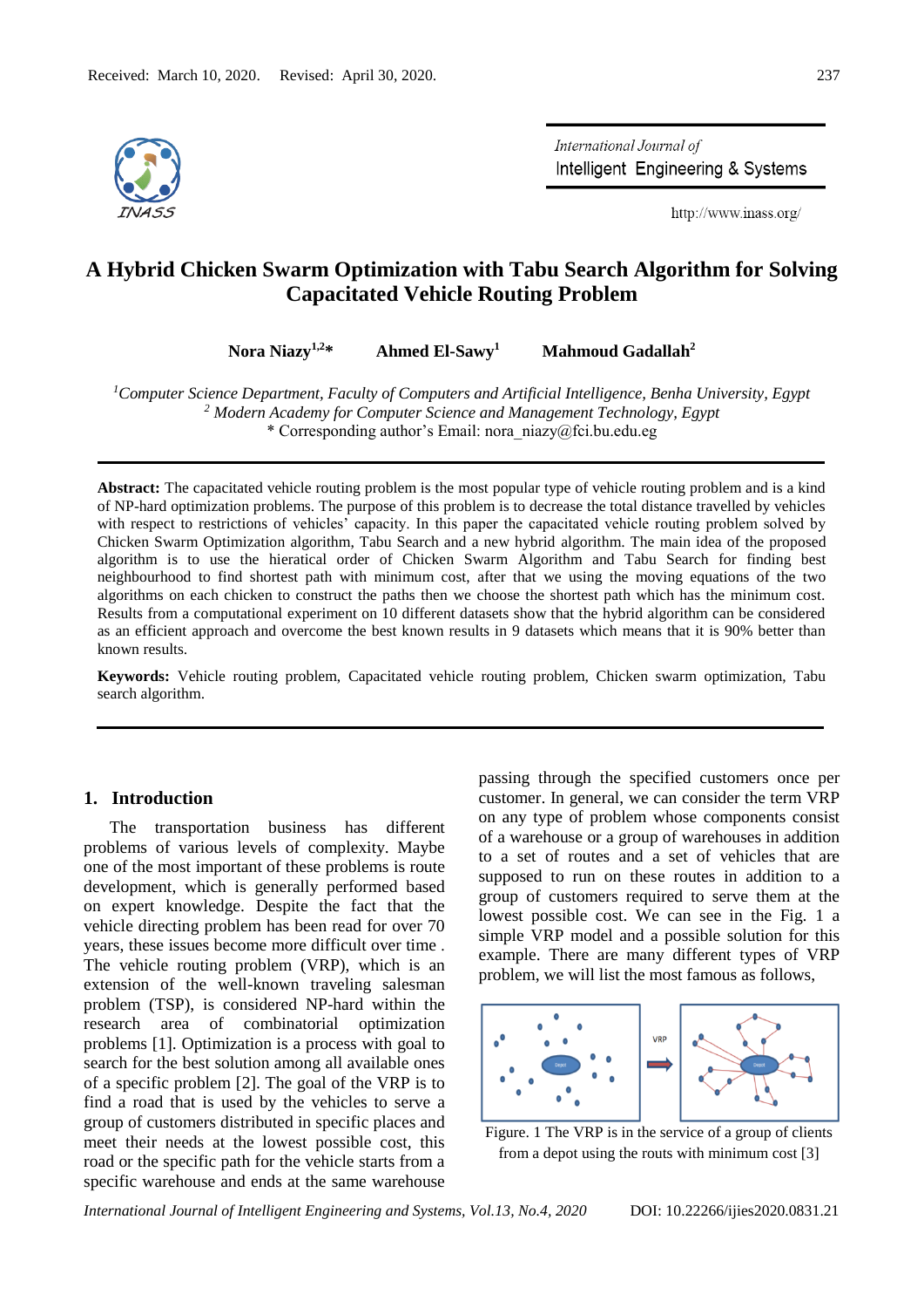Received: March 10, 2020. Revised: April 30, 2020.

# A Hybrid Chicken Swarm Optimization with Tabu Search Algorithm for Solving Capacitated Vehicle Routing Problem

**Nora Niazy[1,2]* Ahmed El-Sawy[1] Mahmoud Gadallah[2]**

*[1]Computer Science Department, Faculty of Computers and Artificial Intelligence, Benha University, Egypt*
*[2] Modern Academy for Computer Science and Management Technology, Egypt*
* Corresponding author's Email: nora_niazy@fci.bu.edu.eg

**Abstract:** The capacitated vehicle routing problem is the most popular type of vehicle routing problem and is a kind of NP-hard optimization problems. The purpose of this problem is to decrease the total distance travelled by vehicles with respect to restrictions of vehicles' capacity. In this paper the capacitated vehicle routing problem solved by Chicken Swarm Optimization algorithm, Tabu Search and a new hybrid algorithm. The main idea of the proposed algorithm is to use the hieratical order of Chicken Swarm Algorithm and Tabu Search for finding best neighbourhood to find shortest path with minimum cost, after that we using the moving equations of the two algorithms on each chicken to construct the paths then we choose the shortest path which has the minimum cost. Results from a computational experiment on 10 different datasets show that the hybrid algorithm can be considered as an efficient approach and overcome the best known results in 9 datasets which means that it is 90% better than known results.

**Keywords:** Vehicle routing problem, Capacitated vehicle routing problem, Chicken swarm optimization, Tabu search algorithm.

## 1. Introduction

The transportation business has different problems of various levels of complexity. Maybe one of the most important of these problems is route development, which is generally performed based on expert knowledge. Despite the fact that the vehicle directing problem has been read for over 70 years, these issues become more difficult over time . The vehicle routing problem (VRP), which is an extension of the well-known traveling salesman problem (TSP), is considered NP-hard within the research area of combinatorial optimization problems [1]. Optimization is a process with goal to search for the best solution among all available ones of a specific problem [2]. The goal of the VRP is to find a road that is used by the vehicles to serve a group of customers distributed in specific places and meet their needs at the lowest possible cost, this road or the specific path for the vehicle starts from a specific warehouse and ends at the same warehouse passing through the specified customers once per customer. In general, we can consider the term VRP on any type of problem whose components consist of a warehouse or a group of warehouses in addition to a set of routes and a set of vehicles that are supposed to run on these routes in addition to a group of customers required to serve them at the lowest possible cost. We can see in the Fig. 1 a simple VRP model and a possible solution for this example. There are many different types of VRP problem, we will list the most famous as follows,

Figure. 1 The VRP is in the service of a group of clients from a depot using the routs with minimum cost [3]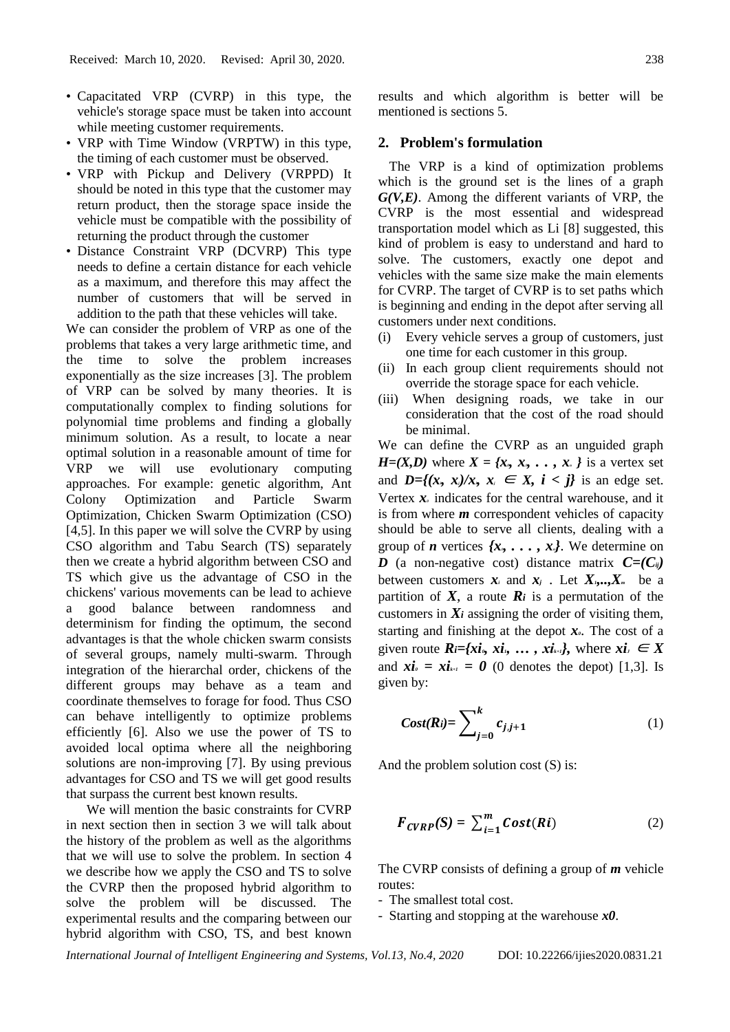- Capacitated VRP (CVRP) in this type, the vehicle's storage space must be taken into account while meeting customer requirements.
- VRP with Time Window (VRPTW) in this type, the timing of each customer must be observed.
- VRP with Pickup and Delivery (VRPPD) It should be noted in this type that the customer may return product, then the storage space inside the vehicle must be compatible with the possibility of returning the product through the customer
- Distance Constraint VRP (DCVRP) This type needs to define a certain distance for each vehicle as a maximum, and therefore this may affect the number of customers that will be served in addition to the path that these vehicles will take.

We can consider the problem of VRP as one of the problems that takes a very large arithmetic time, and the time to solve the problem increases exponentially as the size increases [3]. The problem of VRP can be solved by many theories. It is computationally complex to finding solutions for polynomial time problems and finding a globally minimum solution. As a result, to locate a near optimal solution in a reasonable amount of time for VRP we will use evolutionary computing approaches. For example: genetic algorithm, Ant Colony Optimization and Particle Swarm Optimization, Chicken Swarm Optimization (CSO) [4,5]. In this paper we will solve the CVRP by using CSO algorithm and Tabu Search (TS) separately then we create a hybrid algorithm between CSO and TS which give us the advantage of CSO in the chickens' various movements can be lead to achieve a good balance between randomness and determinism for finding the optimum, the second advantages is that the whole chicken swarm consists of several groups, namely multi-swarm. Through integration of the hierarchal order, chickens of the different groups may behave as a team and coordinate themselves to forage for food. Thus CSO can behave intelligently to optimize problems efficiently [6]. Also we use the power of TS to avoided local optima where all the neighboring solutions are non-improving [7]. By using previous advantages for CSO and TS we will get good results that surpass the current best known results.

We will mention the basic constraints for CVRP in next section then in section 3 we will talk about the history of the problem as well as the algorithms that we will use to solve the problem. In section 4 we describe how we apply the CSO and TS to solve the CVRP then the proposed hybrid algorithm to solve the problem will be discussed. The experimental results and the comparing between our hybrid algorithm with CSO, TS, and best known results and which algorithm is better will be mentioned is sections 5.

## 2. Problem's formulation

The VRP is a kind of optimization problems which is the ground set is the lines of a graph $G(V,E)$. Among the different variants of VRP, the CVRP is the most essential and widespread transportation model which as Li [8] suggested, this kind of problem is easy to understand and hard to solve. The customers, exactly one depot and vehicles with the same size make the main elements for CVRP. The target of CVRP is to set paths which is beginning and ending in the depot after serving all customers under next conditions.

(i) Every vehicle serves a group of customers, just one time for each customer in this group.
(ii) In each group client requirements should not override the storage space for each vehicle.
(iii) When designing roads, we take in our consideration that the cost of the road should be minimal.

We can define the CVRP as an unguided graph $H=(X,D)$ where $X = \{x_0, x_1, \ldots, x_n\}$ is a vertex set and $D=\{(x_i, x_j)/x_i, x_j \in X, i < j\}$ is an edge set. Vertex $x_0$ indicates for the central warehouse, and it is from where $m$ correspondent vehicles of capacity should be able to serve all clients, dealing with a group of $n$ vertices $\{x_1, \ldots, x_n\}$. We determine on $D$ (a non-negative cost) distance matrix $C=(C_{ij})$ between customers $x_i$ and $x_j$. Let $X_1,..,X_m$ be a partition of $X$, a route $R_i$ is a permutation of the customers in $X_i$ assigning the order of visiting them, starting and finishing at the depot $x_0$. The cost of a given route $R_i=\{xi_0, xi_1, \ldots, xi_{k+1}\}$, where $xi_j \in X$ and $xi_0 = xi_{k+1} = 0$ (0 denotes the depot) [1,3]. Is given by:

$$Cost(R_i)= \sum_{j=0}^{k} c_{j,j+1} \tag{1}$$

And the problem solution cost (S) is:

$$F_{CVRP}(S) = \sum_{i=1}^{m} Cost(Ri) \tag{2}$$

The CVRP consists of defining a group of $m$ vehicle routes:

- The smallest total cost.
- Starting and stopping at the warehouse $x0$.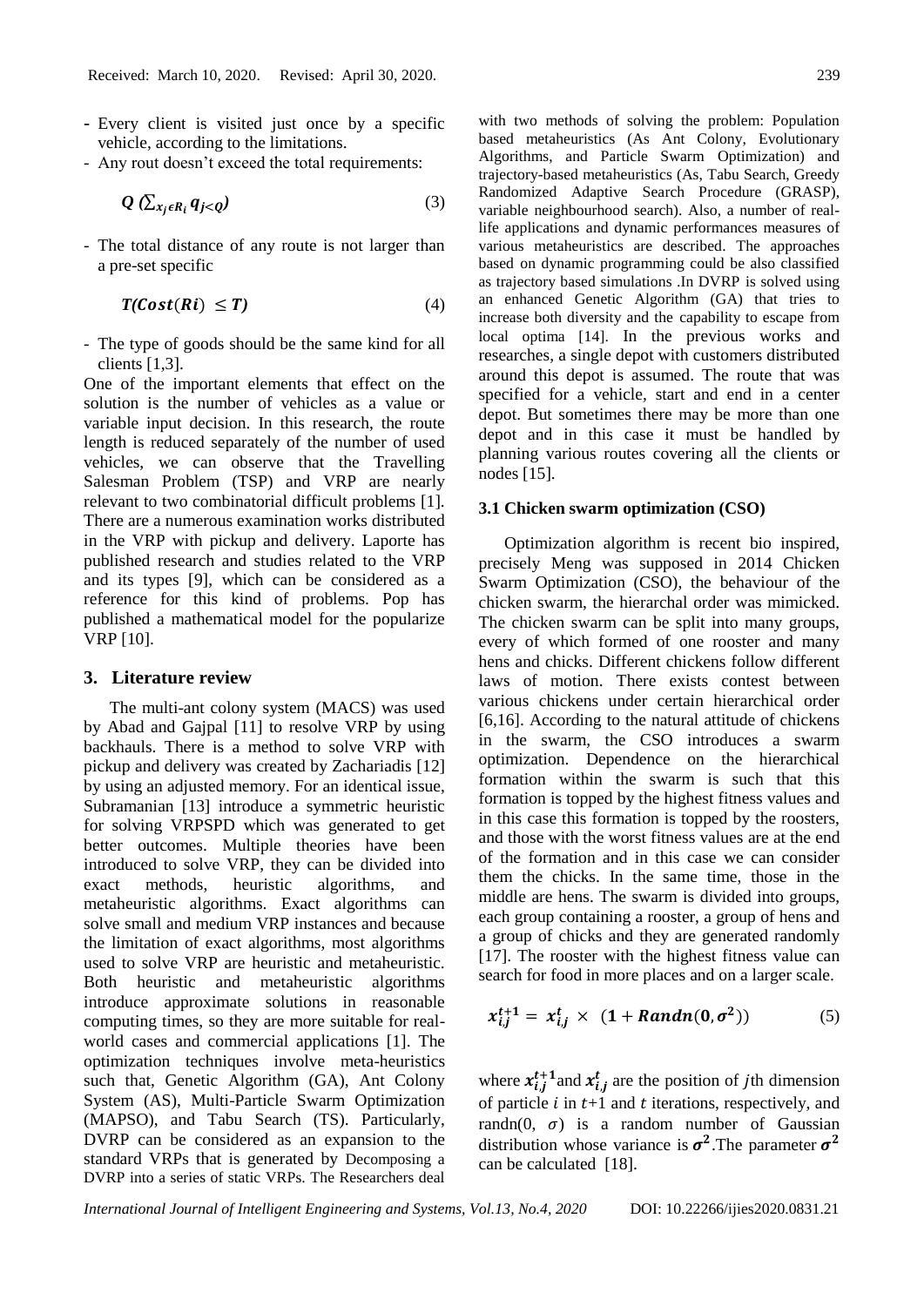- Every client is visited just once by a specific vehicle, according to the limitations.
- Any rout doesn't exceed the total requirements:

$$Q\ (\sum_{x_j \epsilon R_i} q_{j<Q}) \tag{3}$$

- The total distance of any route is not larger than a pre-set specific

$$T(Cost(Ri)\ \leq T) \tag{4}$$

- The type of goods should be the same kind for all clients [1,3].

One of the important elements that effect on the solution is the number of vehicles as a value or variable input decision. In this research, the route length is reduced separately of the number of used vehicles, we can observe that the Travelling Salesman Problem (TSP) and VRP are nearly relevant to two combinatorial difficult problems [1]. There are a numerous examination works distributed in the VRP with pickup and delivery. Laporte has published research and studies related to the VRP and its types [9], which can be considered as a reference for this kind of problems. Pop has published a mathematical model for the popularize VRP [10].

## 3. Literature review

The multi-ant colony system (MACS) was used by Abad and Gajpal [11] to resolve VRP by using backhauls. There is a method to solve VRP with pickup and delivery was created by Zachariadis [12] by using an adjusted memory. For an identical issue, Subramanian [13] introduce a symmetric heuristic for solving VRPSPD which was generated to get better outcomes. Multiple theories have been introduced to solve VRP, they can be divided into exact methods, heuristic algorithms, and metaheuristic algorithms. Exact algorithms can solve small and medium VRP instances and because the limitation of exact algorithms, most algorithms used to solve VRP are heuristic and metaheuristic. Both heuristic and metaheuristic algorithms introduce approximate solutions in reasonable computing times, so they are more suitable for real-world cases and commercial applications [1]. The optimization techniques involve meta-heuristics such that, Genetic Algorithm (GA), Ant Colony System (AS), Multi-Particle Swarm Optimization (MAPSO), and Tabu Search (TS). Particularly, DVRP can be considered as an expansion to the standard VRPs that is generated by Decomposing a DVRP into a series of static VRPs. The Researchers deal with two methods of solving the problem: Population based metaheuristics (As Ant Colony, Evolutionary Algorithms, and Particle Swarm Optimization) and trajectory-based metaheuristics (As, Tabu Search, Greedy Randomized Adaptive Search Procedure (GRASP), variable neighbourhood search). Also, a number of real-life applications and dynamic performances measures of various metaheuristics are described. The approaches based on dynamic programming could be also classified as trajectory based simulations .In DVRP is solved using an enhanced Genetic Algorithm (GA) that tries to increase both diversity and the capability to escape from local optima [14]. In the previous works and researches, a single depot with customers distributed around this depot is assumed. The route that was specified for a vehicle, start and end in a center depot. But sometimes there may be more than one depot and in this case it must be handled by planning various routes covering all the clients or nodes [15].

### 3.1 Chicken swarm optimization (CSO)

Optimization algorithm is recent bio inspired, precisely Meng was supposed in 2014 Chicken Swarm Optimization (CSO), the behaviour of the chicken swarm, the hierarchal order was mimicked. The chicken swarm can be split into many groups, every of which formed of one rooster and many hens and chicks. Different chickens follow different laws of motion. There exists contest between various chickens under certain hierarchical order [6,16]. According to the natural attitude of chickens in the swarm, the CSO introduces a swarm optimization. Dependence on the hierarchical formation within the swarm is such that this formation is topped by the highest fitness values and in this case this formation is topped by the roosters, and those with the worst fitness values are at the end of the formation and in this case we can consider them the chicks. In the same time, those in the middle are hens. The swarm is divided into groups, each group containing a rooster, a group of hens and a group of chicks and they are generated randomly [17]. The rooster with the highest fitness value can search for food in more places and on a larger scale.

$$x_{i,j}^{t+1} = x_{i,j}^{t} \times (1 + Randn(0, \sigma^2)) \tag{5}$$

where $x_{i,j}^{t+1}$ and $x_{i,j}^{t}$ are the position of $j$th dimension of particle $i$ in $t$+1 and $t$ iterations, respectively, and randn(0, $\sigma$) is a random number of Gaussian distribution whose variance is $\sigma^2$.The parameter $\sigma^2$ can be calculated [18].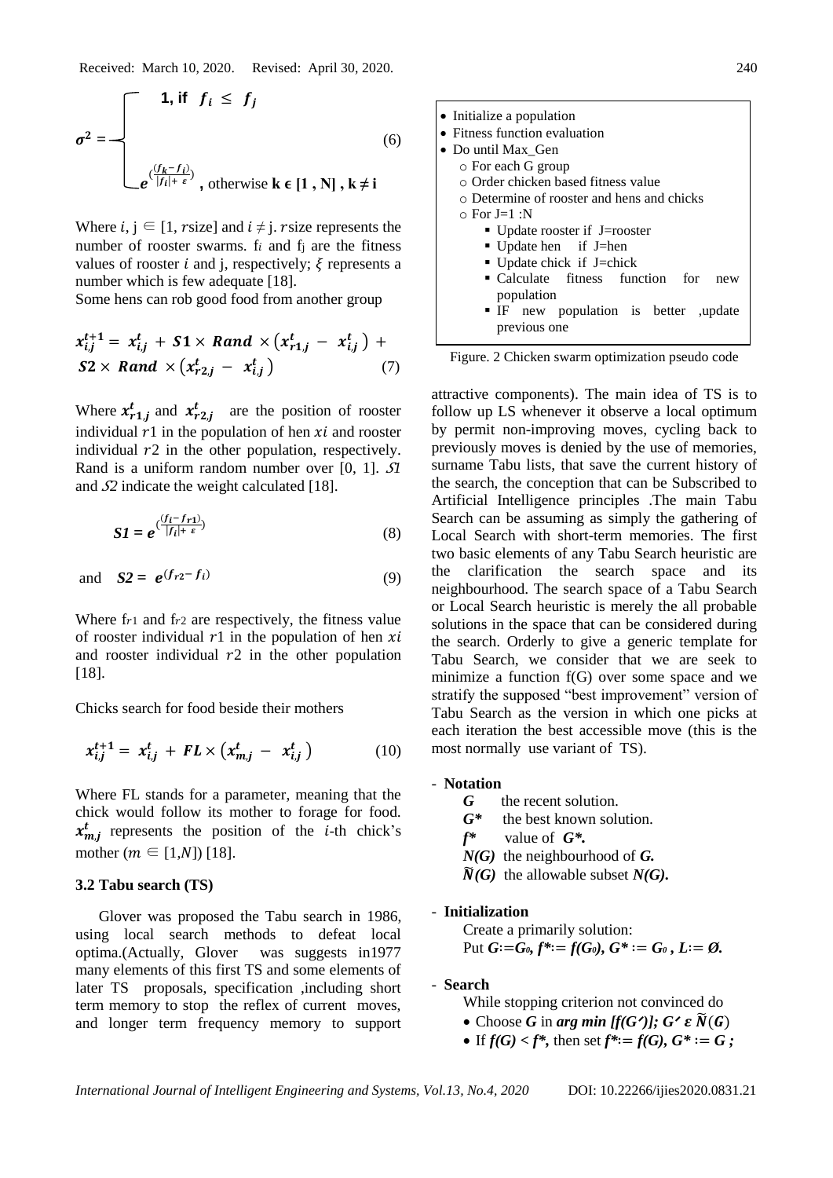$$\sigma^2 = \begin{cases} 1, \text{if } f_i \leq f_j \\ e^{\left(\frac{(f_k - f_i)}{|f_i| + \varepsilon}\right)}, \text{ otherwise } k \in [1, N], k \neq i \end{cases} \quad (6)$$

Where $i$, j $\in$ [1, $r$size] and $i \neq$ j. $r$size represents the number of rooster swarms. $f_i$ and $f_j$ are the fitness values of rooster $i$ and j, respectively; $\xi$ represents a number which is few adequate [18].

Some hens can rob good food from another group

$$x_{i,j}^{t+1} = x_{i,j}^{t} + S1 \times Rand \times \left(x_{r1,j}^{t} - x_{i,j}^{t}\right) + S2 \times Rand \times \left(x_{r2,j}^{t} - x_{i,j}^{t}\right) \quad (7)$$

Where $x_{r1,j}^{t}$ and $x_{r2,j}^{t}$ are the position of rooster individual $r1$ in the population of hen $xi$ and rooster individual $r2$ in the other population, respectively. Rand is a uniform random number over [0, 1]. $S1$ and $S2$ indicate the weight calculated [18].

$$S1 = e^{\left(\frac{(f_i - f_{r1})}{|f_i| + \varepsilon}\right)} \quad (8)$$

and $\quad S2 = e^{(f_{r2} - f_i)} \quad (9)$

Where $f_{r1}$ and $f_{r2}$ are respectively, the fitness value of rooster individual $r1$ in the population of hen $xi$ and rooster individual $r2$ in the other population [18].

Chicks search for food beside their mothers

$$x_{i,j}^{t+1} = x_{i,j}^{t} + FL \times \left(x_{m,j}^{t} - x_{i,j}^{t}\right) \quad (10)$$

Where FL stands for a parameter, meaning that the chick would follow its mother to forage for food. $x_{m,j}^{t}$ represents the position of the $i$-th chick's mother ($m \in [1,N]$) [18].

### 3.2 Tabu search (TS)

Glover was proposed the Tabu search in 1986, using local search methods to defeat local optima.(Actually, Glover was suggests in1977 many elements of this first TS and some elements of later TS proposals, specification ,including short term memory to stop the reflex of current moves, and longer term frequency memory to support attractive components). The main idea of TS is to follow up LS whenever it observe a local optimum by permit non-improving moves, cycling back to previously moves is denied by the use of memories, surname Tabu lists, that save the current history of the search, the conception that can be Subscribed to Artificial Intelligence principles .The main Tabu Search can be assuming as simply the gathering of Local Search with short-term memories. The first two basic elements of any Tabu Search heuristic are the clarification the search space and its neighbourhood. The search space of a Tabu Search or Local Search heuristic is merely the all probable solutions in the space that can be considered during the search. Orderly to give a generic template for Tabu Search, we consider that we are seek to minimize a function f(G) over some space and we stratify the supposed "best improvement" version of Tabu Search as the version in which one picks at each iteration the best accessible move (this is the most normally use variant of TS).

- Initialize a population
- Fitness function evaluation
- Do until Max_Gen
  - For each G group
  - Order chicken based fitness value
  - Determine of rooster and hens and chicks
  - For J=1 :N
    - Update rooster if J=rooster
    - Update hen if J=hen
    - Update chick if J=chick
    - Calculate fitness function for new population
    - IF new population is better ,update previous one

Figure. 2 Chicken swarm optimization pseudo code

- **Notation**
  - ***G*** the recent solution.
  - ***G**** the best known solution.
  - ***f**** value of ***G****.
  - ***N(G)*** the neighbourhood of ***G.***
  - $\tilde{N}(G)$ the allowable subset ***N(G).***

- **Initialization**

  Create a primarily solution:
  Put $G := G_0$, $f^* := f(G_0)$, $G^* := G_0$, $L := \emptyset$.

- **Search**

  While stopping criterion not convinced do
  - Choose $G$ in $\arg\min [f(G')]$; $G' \in \tilde{N}(G)$
  - If $f(G) < f^*$, then set $f^* := f(G)$, $G^* := G$ ;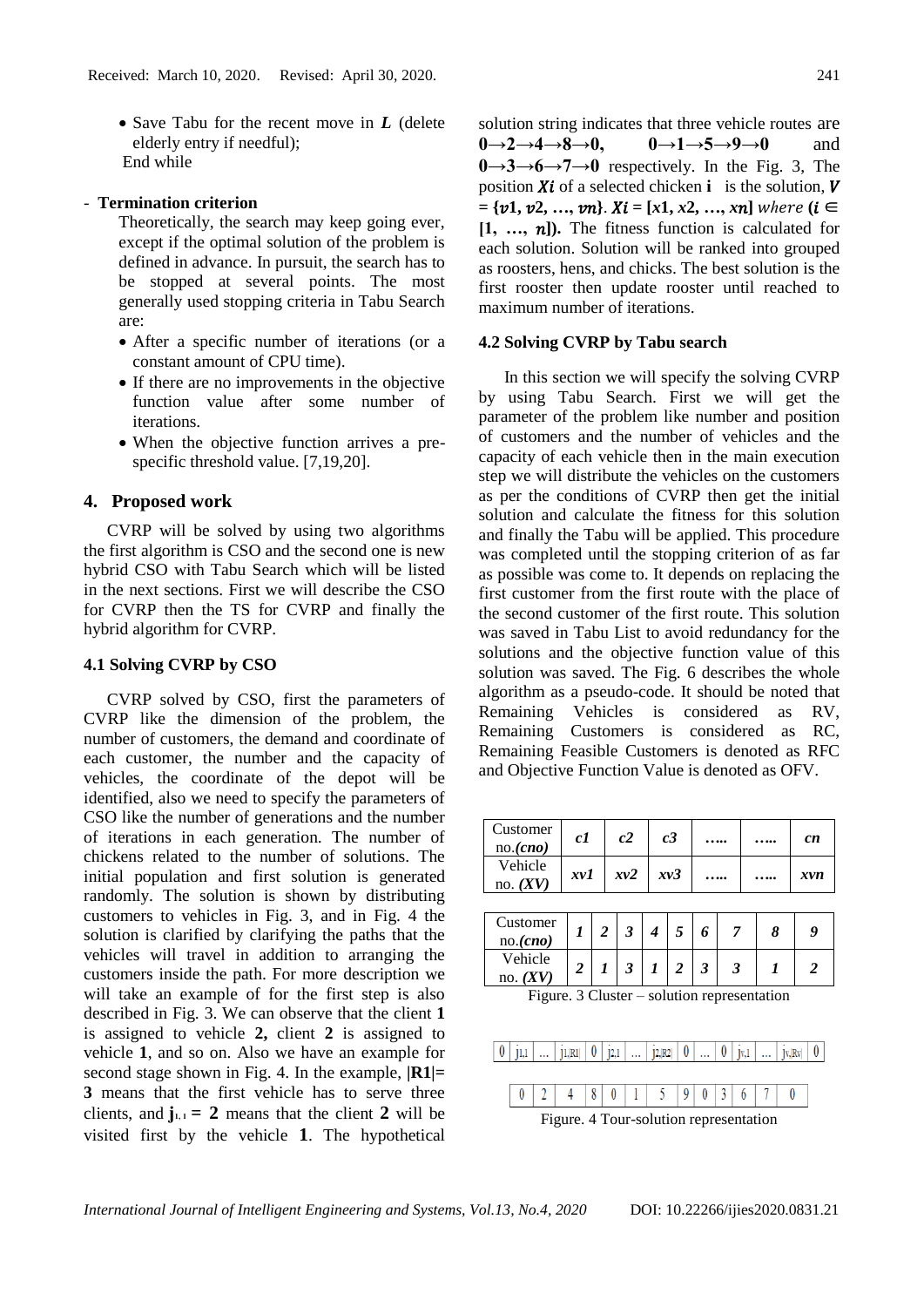- Save Tabu for the recent move in $L$ (delete elderly entry if needful);

End while

- **Termination criterion**

Theoretically, the search may keep going ever, except if the optimal solution of the problem is defined in advance. In pursuit, the search has to be stopped at several points. The most generally used stopping criteria in Tabu Search are:

- After a specific number of iterations (or a constant amount of CPU time).
- If there are no improvements in the objective function value after some number of iterations.
- When the objective function arrives a pre-specific threshold value. [7,19,20].

## 4. Proposed work

CVRP will be solved by using two algorithms the first algorithm is CSO and the second one is new hybrid CSO with Tabu Search which will be listed in the next sections. First we will describe the CSO for CVRP then the TS for CVRP and finally the hybrid algorithm for CVRP.

### 4.1 Solving CVRP by CSO

CVRP solved by CSO, first the parameters of CVRP like the dimension of the problem, the number of customers, the demand and coordinate of each customer, the number and the capacity of vehicles, the coordinate of the depot will be identified, also we need to specify the parameters of CSO like the number of generations and the number of iterations in each generation. The number of chickens related to the number of solutions. The initial population and first solution is generated randomly. The solution is shown by distributing customers to vehicles in Fig. 3, and in Fig. 4 the solution is clarified by clarifying the paths that the vehicles will travel in addition to arranging the customers inside the path. For more description we will take an example of for the first step is also described in Fig. 3. We can observe that the client **1** is assigned to vehicle **2,** client **2** is assigned to vehicle **1**, and so on. Also we have an example for second stage shown in Fig. 4. In the example, $|R1|= 3$ means that the first vehicle has to serve three clients, and $j_{1,1} = 2$ means that the client **2** will be visited first by the vehicle **1**. The hypothetical solution string indicates that three vehicle routes are **0→2→4→8→0, 0→1→5→9→0** and **0→3→6→7→0** respectively. In the Fig. 3, The position $Xi$ of a selected chicken **i** is the solution, $V = \{v1, v2, \ldots, vn\}$. $Xi = [x1, x2, \ldots, xn]$ *where* $(i \in [1, \ldots, n])$. The fitness function is calculated for each solution. Solution will be ranked into grouped as roosters, hens, and chicks. The best solution is the first rooster then update rooster until reached to maximum number of iterations.

### 4.2 Solving CVRP by Tabu search

In this section we will specify the solving CVRP by using Tabu Search. First we will get the parameter of the problem like number and position of customers and the number of vehicles and the capacity of each vehicle then in the main execution step we will distribute the vehicles on the customers as per the conditions of CVRP then get the initial solution and calculate the fitness for this solution and finally the Tabu will be applied. This procedure was completed until the stopping criterion of as far as possible was come to. It depends on replacing the first customer from the first route with the place of the second customer of the first route. This solution was saved in Tabu List to avoid redundancy for the solutions and the objective function value of this solution was saved. The Fig. 6 describes the whole algorithm as a pseudo-code. It should be noted that Remaining Vehicles is considered as RV, Remaining Customers is considered as RC, Remaining Feasible Customers is denoted as RFC and Objective Function Value is denoted as OFV.

| Customer no.*(cno)* | *c1* | *c2* | *c3* | ….. | ….. | *cn* |
|---|---|---|---|---|---|---|
| Vehicle no. *(XV)* | *xv1* | *xv2* | *xv3* | ….. | ….. | *xvn* |

| Customer no.*(cno)* | *1* | *2* | *3* | *4* | *5* | *6* | *7* | *8* | *9* |
|---|---|---|---|---|---|---|---|---|---|
| Vehicle no. *(XV)* | *2* | *1* | *3* | *1* | *2* | *3* | *3* | *1* | *2* |

Figure. 3 Cluster – solution representation

| 0 | $j_{1,1}$ | … | $j_{1,\|R1\|}$ | 0 | $j_{2,1}$ | … | $j_{2,\|R2\|}$ | 0 | … | 0 | $j_{V,1}$ | … | $j_{V,\|RV\|}$ | 0 |
|---|---|---|---|---|---|---|---|---|---|---|---|---|---|---|

| 0 | 2 | 4 | 8 | 0 | 1 | 5 | 9 | 0 | 3 | 6 | 7 | 0 |
|---|---|---|---|---|---|---|---|---|---|---|---|---|

Figure. 4 Tour-solution representation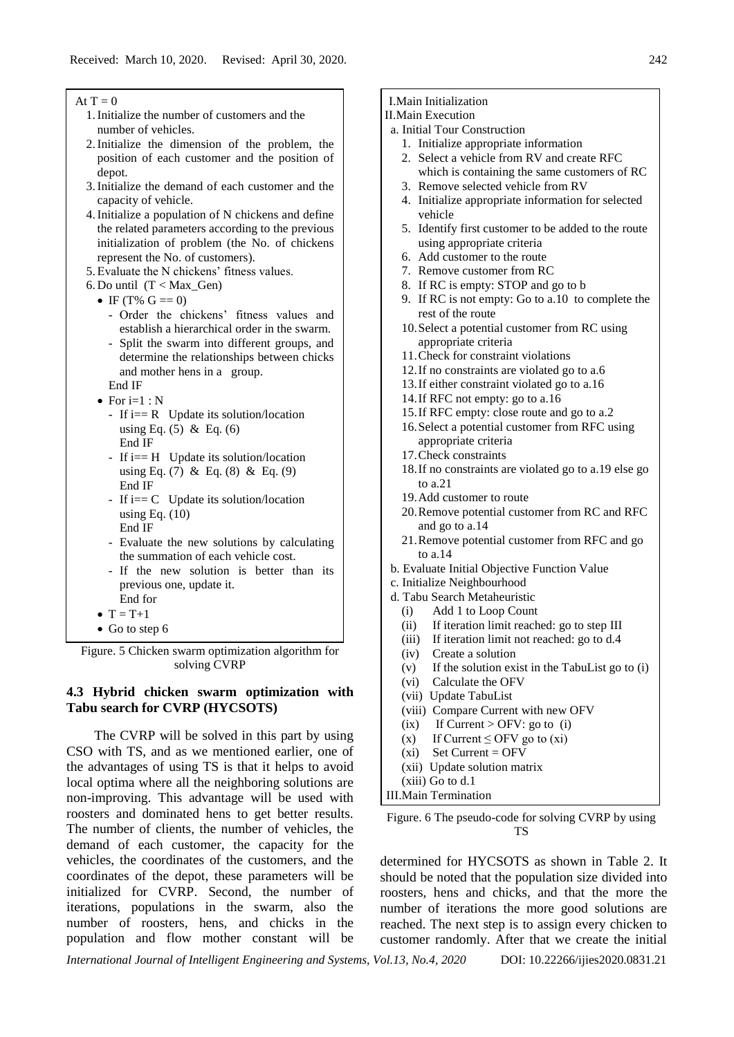At T = 0

1. Initialize the number of customers and the number of vehicles.
2. Initialize the dimension of the problem, the position of each customer and the position of depot.
3. Initialize the demand of each customer and the capacity of vehicle.
4. Initialize a population of N chickens and define the related parameters according to the previous initialization of problem (the No. of chickens represent the No. of customers).
5. Evaluate the N chickens' fitness values.
6. Do until (T < Max_Gen)
   - IF (T% G == 0)
     - Order the chickens' fitness values and establish a hierarchical order in the swarm.
     - Split the swarm into different groups, and determine the relationships between chicks and mother hens in a group.

     End IF
   - For i=1 : N
     - If i== R Update its solution/location using Eq. (5) & Eq. (6)  
       End IF
     - If i== H Update its solution/location using Eq. (7) & Eq. (8) & Eq. (9)  
       End IF
     - If i== C Update its solution/location using Eq. (10)  
       End IF
     - Evaluate the new solutions by calculating the summation of each vehicle cost.
     - If the new solution is better than its previous one, update it.

     End for
   - T = T+1
   - Go to step 6

Figure. 5 Chicken swarm optimization algorithm for solving CVRP

### 4.3 Hybrid chicken swarm optimization with Tabu search for CVRP (HYCSOTS)

The CVRP will be solved in this part by using CSO with TS, and as we mentioned earlier, one of the advantages of using TS is that it helps to avoid local optima where all the neighboring solutions are non-improving. This advantage will be used with roosters and dominated hens to get better results. The number of clients, the number of vehicles, the demand of each customer, the capacity for the vehicles, the coordinates of the customers, and the coordinates of the depot, these parameters will be initialized for CVRP. Second, the number of iterations, populations in the swarm, also the number of roosters, hens, and chicks in the population and flow mother constant will be determined for HYCSOTS as shown in Table 2. It should be noted that the population size divided into roosters, hens and chicks, and that the more the number of iterations the more good solutions are reached. The next step is to assign every chicken to customer randomly. After that we create the initial

I. Main Initialization

II. Main Execution

a. Initial Tour Construction
   1. Initialize appropriate information
   2. Select a vehicle from RV and create RFC which is containing the same customers of RC
   3. Remove selected vehicle from RV
   4. Initialize appropriate information for selected vehicle
   5. Identify first customer to be added to the route using appropriate criteria
   6. Add customer to the route
   7. Remove customer from RC
   8. If RC is empty: STOP and go to b
   9. If RC is not empty: Go to a.10 to complete the rest of the route
   10. Select a potential customer from RC using appropriate criteria
   11. Check for constraint violations
   12. If no constraints are violated go to a.6
   13. If either constraint violated go to a.16
   14. If RFC not empty: go to a.16
   15. If RFC empty: close route and go to a.2
   16. Select a potential customer from RFC using appropriate criteria
   17. Check constraints
   18. If no constraints are violated go to a.19 else go to a.21
   19. Add customer to route
   20. Remove potential customer from RC and RFC and go to a.14
   21. Remove potential customer from RFC and go to a.14

b. Evaluate Initial Objective Function Value

c. Initialize Neighbourhood

d. Tabu Search Metaheuristic
   (i) Add 1 to Loop Count
   (ii) If iteration limit reached: go to step III
   (iii) If iteration limit not reached: go to d.4
   (iv) Create a solution
   (v) If the solution exist in the TabuList go to (i)
   (vi) Calculate the OFV
   (vii) Update TabuList
   (viii) Compare Current with new OFV
   (ix) If Current > OFV: go to (i)
   (x) If Current ≤ OFV go to (xi)
   (xi) Set Current = OFV
   (xii) Update solution matrix
   (xiii) Go to d.1

III. Main Termination

Figure. 6 The pseudo-code for solving CVRP by using TS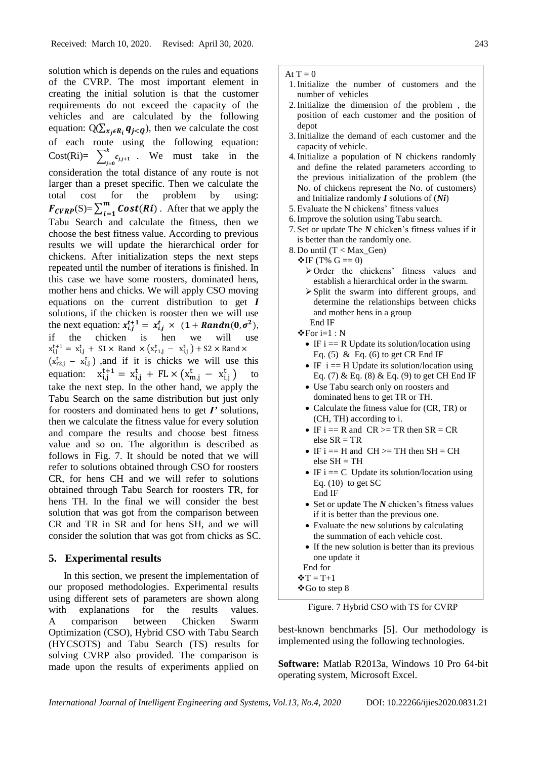solution which is depends on the rules and equations of the CVRP. The most important element in creating the initial solution is that the customer requirements do not exceed the capacity of the vehicles and are calculated by the following equation: $Q(\sum_{x_j \epsilon R_i} \boldsymbol{q_{j<Q}})$, then we calculate the cost of each route using the following equation: $\text{Cost}(\text{Ri}) = \sum_{j=0}^{k} c_{j,j+1}$ . We must take in the consideration the total distance of any route is not larger than a preset specific. Then we calculate the total cost for the problem by using: $\boldsymbol{F_{CVRP}}(\text{S}) = \sum_{i=1}^{m} \boldsymbol{Cost(Ri)}$ . After that we apply the Tabu Search and calculate the fitness, then we choose the best fitness value. According to previous results we will update the hierarchical order for chickens. After initialization steps the next steps repeated until the number of iterations is finished. In this case we have some roosters, dominated hens, mother hens and chicks. We will apply CSO moving equations on the current distribution to get ***I*** solutions, if the chicken is rooster then we will use the next equation: $\boldsymbol{x_{i,j}^{t+1} = x_{i,j}^{t} \times (1 + Randn(0, \sigma^2)}$, if the chicken is hen we will use $x_{i,j}^{t+1} = x_{i,j}^{t} + S1 \times Rand \times (x_{r1,j}^{t} - x_{i,j}^{t}) + S2 \times Rand \times (x_{r2,j}^{t} - x_{i,j}^{t})$ ,and if it is chicks we will use this equation: $x_{i,j}^{t+1} = x_{i,j}^{t} + FL \times (x_{m,j}^{t} - x_{i,j}^{t})$ to take the next step. In the other hand, we apply the Tabu Search on the same distribution but just only for roosters and dominated hens to get ***I'*** solutions, then we calculate the fitness value for every solution and compare the results and choose best fitness value and so on. The algorithm is described as follows in Fig. 7. It should be noted that we will refer to solutions obtained through CSO for roosters CR, for hens CH and we will refer to solutions obtained through Tabu Search for roosters TR, for hens TH. In the final we will consider the best solution that was got from the comparison between CR and TR in SR and for hens SH, and we will consider the solution that was got from chicks as SC.

At T = 0

1. Initialize the number of customers and the number of vehicles
2. Initialize the dimension of the problem , the position of each customer and the position of depot
3. Initialize the demand of each customer and the capacity of vehicle.
4. Initialize a population of N chickens randomly and define the related parameters according to the previous initialization of the problem (the No. of chickens represent the No. of customers) and Initialize randomly ***I*** solutions of (***Ni***)
5. Evaluate the N chickens' fitness values
6. Improve the solution using Tabu search.
7. Set or update The ***N*** chicken's fitness values if it is better than the randomly one.
8. Do until (T < Max_Gen)
   - IF (T% G == 0)
     - Order the chickens' fitness values and establish a hierarchical order in the swarm.
     - Split the swarm into different groups, and determine the relationships between chicks and mother hens in a group

     End IF
   - For i=1 : N
     - IF i == R Update its solution/location using Eq. (5) & Eq. (6) to get CR End IF
     - IF i == H Update its solution/location using Eq. (7) & Eq. (8) & Eq. (9) to get CH End IF
     - Use Tabu search only on roosters and dominated hens to get TR or TH.
     - Calculate the fitness value for (CR, TR) or (CH, TH) according to i.
     - IF i == R and CR >= TR then SR = CR else SR = TR
     - IF i == H and CH >= TH then SH = CH else SH = TH
     - IF i == C Update its solution/location using Eq. (10) to get SC End IF
     - Set or update The ***N*** chicken's fitness values if it is better than the previous one.
     - Evaluate the new solutions by calculating the summation of each vehicle cost.
     - If the new solution is better than its previous one update it

     End for
   - T = T+1
   - Go to step 8

Figure. 7 Hybrid CSO with TS for CVRP

## 5. Experimental results

In this section, we present the implementation of our proposed methodologies. Experimental results using different sets of parameters are shown along with explanations for the results values. A comparison between Chicken Swarm Optimization (CSO), Hybrid CSO with Tabu Search (HYCSOTS) and Tabu Search (TS) results for solving CVRP also provided. The comparison is made upon the results of experiments applied on best-known benchmarks [5]. Our methodology is implemented using the following technologies.

**Software:** Matlab R2013a, Windows 10 Pro 64-bit operating system, Microsoft Excel.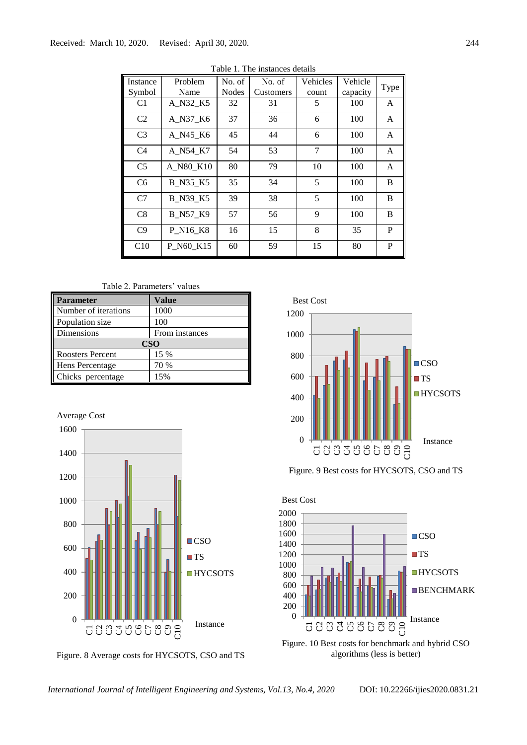Table 1. The instances details

| Instance Symbol | Problem Name | No. of Nodes | No. of Customers | Vehicles count | Vehicle capacity | Type |
|---|---|---|---|---|---|---|
| C1 | A_N32_K5 | 32 | 31 | 5 | 100 | A |
| C2 | A_N37_K6 | 37 | 36 | 6 | 100 | A |
| C3 | A_N45_K6 | 45 | 44 | 6 | 100 | A |
| C4 | A_N54_K7 | 54 | 53 | 7 | 100 | A |
| C5 | A_N80_K10 | 80 | 79 | 10 | 100 | A |
| C6 | B_N35_K5 | 35 | 34 | 5 | 100 | B |
| C7 | B_N39_K5 | 39 | 38 | 5 | 100 | B |
| C8 | B_N57_K9 | 57 | 56 | 9 | 100 | B |
| C9 | P_N16_K8 | 16 | 15 | 8 | 35 | P |
| C10 | P_N60_K15 | 60 | 59 | 15 | 80 | P |

Table 2. Parameters' values

| **Parameter** | **Value** |
|---|---|
| Number of iterations | 1000 |
| Population size | 100 |
| Dimensions | From instances |
| **CSO** | |
| Roosters Percent | 15 % |
| Hens Percentage | 70 % |
| Chicks percentage | 15% |

Figure. 8 Average costs for HYCSOTS, CSO and TS

Figure. 9 Best costs for HYCSOTS, CSO and TS

Figure. 10 Best costs for benchmark and hybrid CSO algorithms (less is better)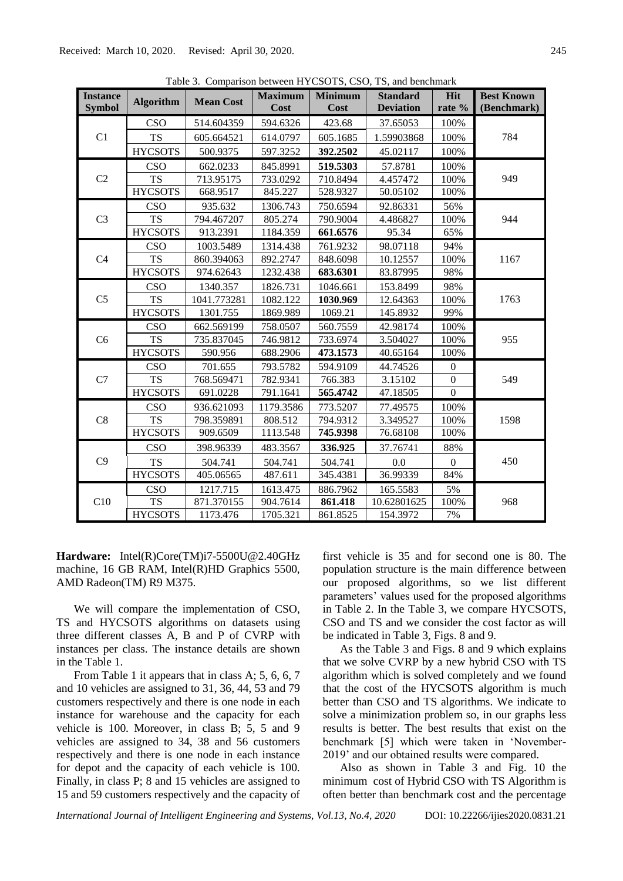Table 3. Comparison between HYCSOTS, CSO, TS, and benchmark

| Instance Symbol | Algorithm | Mean Cost | Maximum Cost | Minimum Cost | Standard Deviation | Hit rate % | Best Known (Benchmark) |
|---|---|---|---|---|---|---|---|
| C1 | CSO | 514.604359 | 594.6326 | 423.68 | 37.65053 | 100% | 784 |
| | TS | 605.664521 | 614.0797 | 605.1685 | 1.59903868 | 100% | |
| | HYCSOTS | 500.9375 | 597.3252 | **392.2502** | 45.02117 | 100% | |
| C2 | CSO | 662.0233 | 845.8991 | **519.5303** | 57.8781 | 100% | 949 |
| | TS | 713.95175 | 733.0292 | 710.8494 | 4.457472 | 100% | |
| | HYCSOTS | 668.9517 | 845.227 | 528.9327 | 50.05102 | 100% | |
| C3 | CSO | 935.632 | 1306.743 | 750.6594 | 92.86331 | 56% | 944 |
| | TS | 794.467207 | 805.274 | 790.9004 | 4.486827 | 100% | |
| | HYCSOTS | 913.2391 | 1184.359 | **661.6576** | 95.34 | 65% | |
| C4 | CSO | 1003.5489 | 1314.438 | 761.9232 | 98.07118 | 94% | 1167 |
| | TS | 860.394063 | 892.2747 | 848.6098 | 10.12557 | 100% | |
| | HYCSOTS | 974.62643 | 1232.438 | **683.6301** | 83.87995 | 98% | |
| C5 | CSO | 1340.357 | 1826.731 | 1046.661 | 153.8499 | 98% | 1763 |
| | TS | 1041.773281 | 1082.122 | **1030.969** | 12.64363 | 100% | |
| | HYCSOTS | 1301.755 | 1869.989 | 1069.21 | 145.8932 | 99% | |
| C6 | CSO | 662.569199 | 758.0507 | 560.7559 | 42.98174 | 100% | 955 |
| | TS | 735.837045 | 746.9812 | 733.6974 | 3.504027 | 100% | |
| | HYCSOTS | 590.956 | 688.2906 | **473.1573** | 40.65164 | 100% | |
| C7 | CSO | 701.655 | 793.5782 | 594.9109 | 44.74526 | 0 | 549 |
| | TS | 768.569471 | 782.9341 | 766.383 | 3.15102 | 0 | |
| | HYCSOTS | 691.0228 | 791.1641 | **565.4742** | 47.18505 | 0 | |
| C8 | CSO | 936.621093 | 1179.3586 | 773.5207 | 77.49575 | 100% | 1598 |
| | TS | 798.359891 | 808.512 | 794.9312 | 3.349527 | 100% | |
| | HYCSOTS | 909.6509 | 1113.548 | **745.9398** | 76.68108 | 100% | |
| C9 | CSO | 398.96339 | 483.3567 | **336.925** | 37.76741 | 88% | 450 |
| | TS | 504.741 | 504.741 | 504.741 | 0.0 | 0 | |
| | HYCSOTS | 405.06565 | 487.611 | 345.4381 | 36.99339 | 84% | |
| C10 | CSO | 1217.715 | 1613.475 | 886.7962 | 165.5583 | 5% | 968 |
| | TS | 871.370155 | 904.7614 | **861.418** | 10.62801625 | 100% | |
| | HYCSOTS | 1173.476 | 1705.321 | 861.8525 | 154.3972 | 7% | |

**Hardware:** Intel(R)Core(TM)i7-5500U@2.40GHz machine, 16 GB RAM, Intel(R)HD Graphics 5500, AMD Radeon(TM) R9 M375.

We will compare the implementation of CSO, TS and HYCSOTS algorithms on datasets using three different classes A, B and P of CVRP with instances per class. The instance details are shown in the Table 1.

From Table 1 it appears that in class A; 5, 6, 6, 7 and 10 vehicles are assigned to 31, 36, 44, 53 and 79 customers respectively and there is one node in each instance for warehouse and the capacity for each vehicle is 100. Moreover, in class B; 5, 5 and 9 vehicles are assigned to 34, 38 and 56 customers respectively and there is one node in each instance for depot and the capacity of each vehicle is 100. Finally, in class P; 8 and 15 vehicles are assigned to 15 and 59 customers respectively and the capacity of first vehicle is 35 and for second one is 80. The population structure is the main difference between our proposed algorithms, so we list different parameters' values used for the proposed algorithms in Table 2. In the Table 3, we compare HYCSOTS, CSO and TS and we consider the cost factor as will be indicated in Table 3, Figs. 8 and 9.

As the Table 3 and Figs. 8 and 9 which explains that we solve CVRP by a new hybrid CSO with TS algorithm which is solved completely and we found that the cost of the HYCSOTS algorithm is much better than CSO and TS algorithms. We indicate to solve a minimization problem so, in our graphs less results is better. The best results that exist on the benchmark [5] which were taken in 'November-2019' and our obtained results were compared.

Also as shown in Table 3 and Fig. 10 the minimum cost of Hybrid CSO with TS Algorithm is often better than benchmark cost and the percentage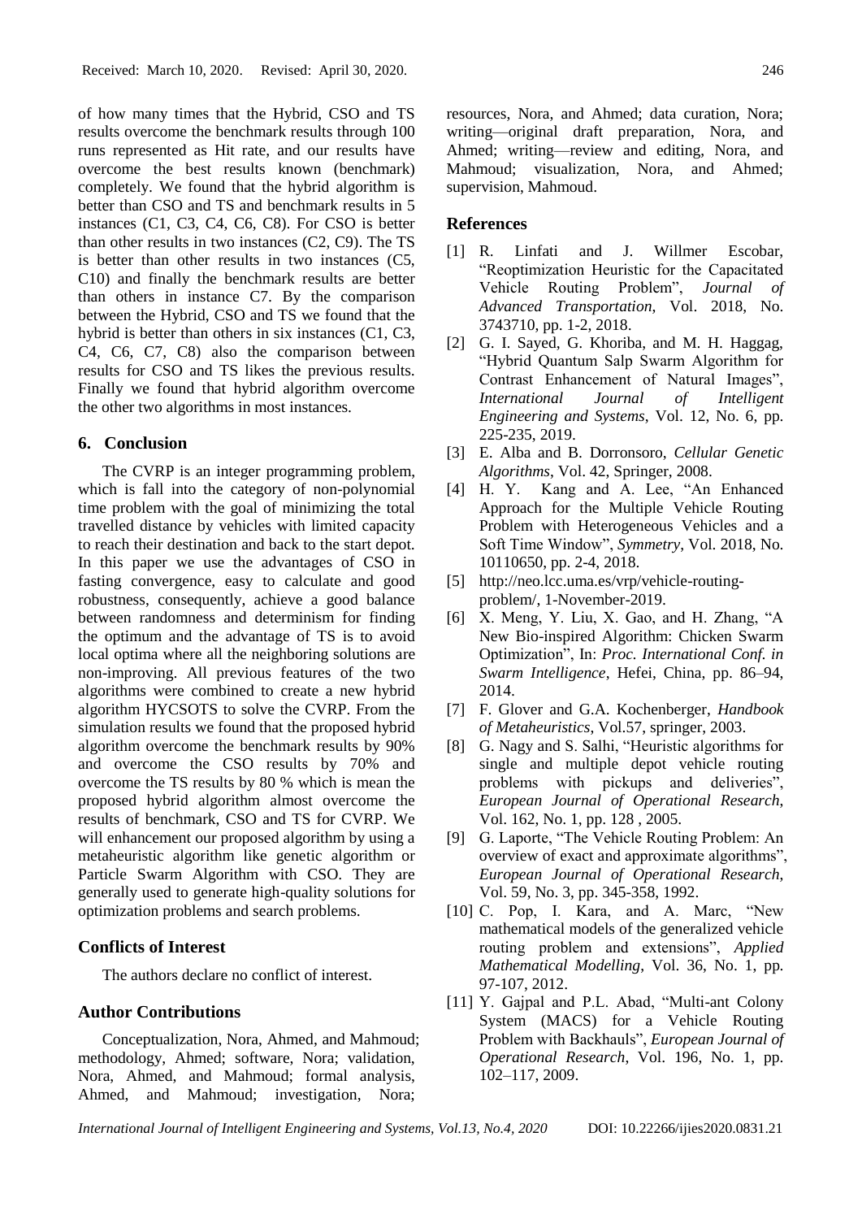of how many times that the Hybrid, CSO and TS results overcome the benchmark results through 100 runs represented as Hit rate, and our results have overcome the best results known (benchmark) completely. We found that the hybrid algorithm is better than CSO and TS and benchmark results in 5 instances (C1, C3, C4, C6, C8). For CSO is better than other results in two instances (C2, C9). The TS is better than other results in two instances (C5, C10) and finally the benchmark results are better than others in instance C7. By the comparison between the Hybrid, CSO and TS we found that the hybrid is better than others in six instances (C1, C3, C4, C6, C7, C8) also the comparison between results for CSO and TS likes the previous results. Finally we found that hybrid algorithm overcome the other two algorithms in most instances.

## 6. Conclusion

The CVRP is an integer programming problem, which is fall into the category of non-polynomial time problem with the goal of minimizing the total travelled distance by vehicles with limited capacity to reach their destination and back to the start depot. In this paper we use the advantages of CSO in fasting convergence, easy to calculate and good robustness, consequently, achieve a good balance between randomness and determinism for finding the optimum and the advantage of TS is to avoid local optima where all the neighboring solutions are non-improving. All previous features of the two algorithms were combined to create a new hybrid algorithm HYCSOTS to solve the CVRP. From the simulation results we found that the proposed hybrid algorithm overcome the benchmark results by 90% and overcome the CSO results by 70% and overcome the TS results by 80 % which is mean the proposed hybrid algorithm almost overcome the results of benchmark, CSO and TS for CVRP. We will enhancement our proposed algorithm by using a metaheuristic algorithm like genetic algorithm or Particle Swarm Algorithm with CSO. They are generally used to generate high-quality solutions for optimization problems and search problems.

## Conflicts of Interest

The authors declare no conflict of interest.

## Author Contributions

Conceptualization, Nora, Ahmed, and Mahmoud; methodology, Ahmed; software, Nora; validation, Nora, Ahmed, and Mahmoud; formal analysis, Ahmed, and Mahmoud; investigation, Nora; resources, Nora, and Ahmed; data curation, Nora; writing—original draft preparation, Nora, and Ahmed; writing—review and editing, Nora, and Mahmoud; visualization, Nora, and Ahmed; supervision, Mahmoud.

## References

[1] R. Linfati and J. Willmer Escobar, "Reoptimization Heuristic for the Capacitated Vehicle Routing Problem", *Journal of Advanced Transportation*, Vol. 2018, No. 3743710, pp. 1-2, 2018.

[2] G. I. Sayed, G. Khoriba, and M. H. Haggag, "Hybrid Quantum Salp Swarm Algorithm for Contrast Enhancement of Natural Images", *International Journal of Intelligent Engineering and Systems*, Vol. 12, No. 6, pp. 225-235, 2019.

[3] E. Alba and B. Dorronsoro, *Cellular Genetic Algorithms*, Vol. 42, Springer, 2008.

[4] H. Y. Kang and A. Lee, "An Enhanced Approach for the Multiple Vehicle Routing Problem with Heterogeneous Vehicles and a Soft Time Window", *Symmetry*, Vol. 2018, No. 10110650, pp. 2-4, 2018.

[5] http://neo.lcc.uma.es/vrp/vehicle-routing-problem/, 1-November-2019.

[6] X. Meng, Y. Liu, X. Gao, and H. Zhang, "A New Bio-inspired Algorithm: Chicken Swarm Optimization", In: *Proc. International Conf. in Swarm Intelligence*, Hefei, China, pp. 86–94, 2014.

[7] F. Glover and G.A. Kochenberger, *Handbook of Metaheuristics*, Vol.57, springer, 2003.

[8] G. Nagy and S. Salhi, "Heuristic algorithms for single and multiple depot vehicle routing problems with pickups and deliveries", *European Journal of Operational Research*, Vol. 162, No. 1, pp. 128 , 2005.

[9] G. Laporte, "The Vehicle Routing Problem: An overview of exact and approximate algorithms", *European Journal of Operational Research*, Vol. 59, No. 3, pp. 345-358, 1992.

[10] C. Pop, I. Kara, and A. Marc, "New mathematical models of the generalized vehicle routing problem and extensions", *Applied Mathematical Modelling*, Vol. 36, No. 1, pp. 97-107, 2012.

[11] Y. Gajpal and P.L. Abad, "Multi-ant Colony System (MACS) for a Vehicle Routing Problem with Backhauls", *European Journal of Operational Research*, Vol. 196, No. 1, pp. 102–117, 2009.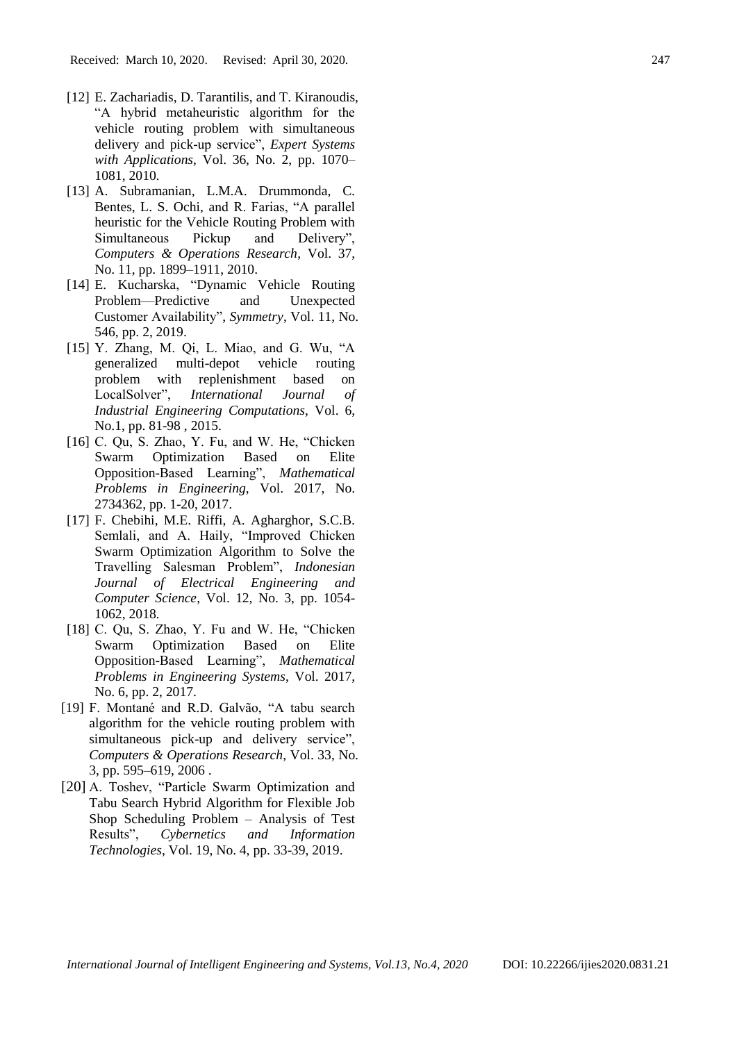[12] E. Zachariadis, D. Tarantilis, and T. Kiranoudis, "A hybrid metaheuristic algorithm for the vehicle routing problem with simultaneous delivery and pick-up service", *Expert Systems with Applications*, Vol. 36, No. 2, pp. 1070–1081, 2010.

[13] A. Subramanian, L.M.A. Drummonda, C. Bentes, L. S. Ochi, and R. Farias, "A parallel heuristic for the Vehicle Routing Problem with Simultaneous Pickup and Delivery", *Computers & Operations Research*, Vol. 37, No. 11, pp. 1899–1911, 2010.

[14] E. Kucharska, "Dynamic Vehicle Routing Problem—Predictive and Unexpected Customer Availability", *Symmetry*, Vol. 11, No. 546, pp. 2, 2019.

[15] Y. Zhang, M. Qi, L. Miao, and G. Wu, "A generalized multi-depot vehicle routing problem with replenishment based on LocalSolver", *International Journal of Industrial Engineering Computations*, Vol. 6, No.1, pp. 81-98 , 2015.

[16] C. Qu, S. Zhao, Y. Fu, and W. He, "Chicken Swarm Optimization Based on Elite Opposition-Based Learning", *Mathematical Problems in Engineering*, Vol. 2017, No. 2734362, pp. 1-20, 2017.

[17] F. Chebihi, M.E. Riffi, A. Agharghor, S.C.B. Semlali, and A. Haily, "Improved Chicken Swarm Optimization Algorithm to Solve the Travelling Salesman Problem", *Indonesian Journal of Electrical Engineering and Computer Science*, Vol. 12, No. 3, pp. 1054-1062, 2018.

[18] C. Qu, S. Zhao, Y. Fu and W. He, "Chicken Swarm Optimization Based on Elite Opposition-Based Learning", *Mathematical Problems in Engineering Systems*, Vol. 2017, No. 6, pp. 2, 2017.

[19] F. Montané and R.D. Galvão, "A tabu search algorithm for the vehicle routing problem with simultaneous pick-up and delivery service", *Computers & Operations Research*, Vol. 33, No. 3, pp. 595–619, 2006 .

[20] A. Toshev, "Particle Swarm Optimization and Tabu Search Hybrid Algorithm for Flexible Job Shop Scheduling Problem – Analysis of Test Results", *Cybernetics and Information Technologies*, Vol. 19, No. 4, pp. 33-39, 2019.